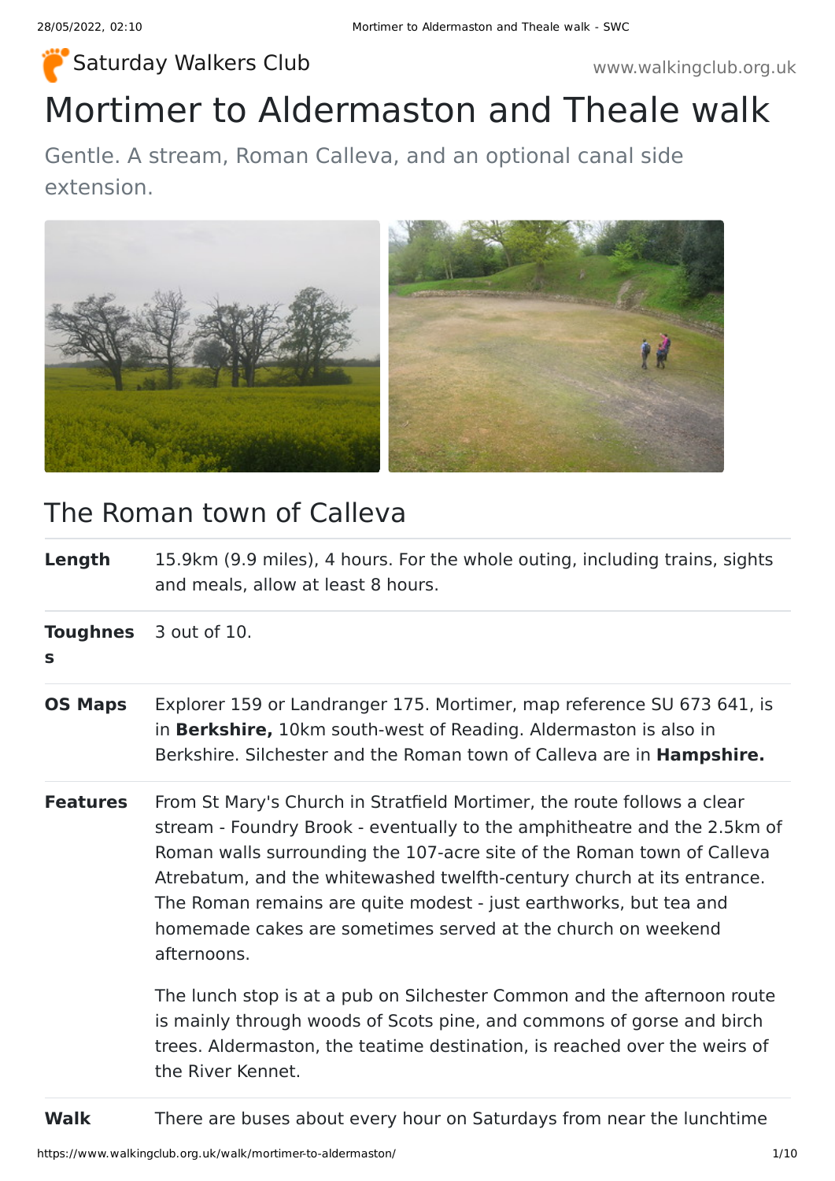Saturday Walkers Club

www.walkingclub.org.uk

# Mortimer to Aldermaston and Theale walk

Gentle. A stream, Roman Calleva, and an optional canal side extension.

## The Roman town of Calleva

| | |
|---|---|
| **Length** | 15.9km (9.9 miles), 4 hours. For the whole outing, including trains, sights and meals, allow at least 8 hours. |
| **Toughness** | 3 out of 10. |
| **OS Maps** | Explorer 159 or Landranger 175. Mortimer, map reference SU 673 641, is in **Berkshire,** 10km south-west of Reading. Aldermaston is also in Berkshire. Silchester and the Roman town of Calleva are in **Hampshire.** |
| **Features** | From St Mary's Church in Stratfield Mortimer, the route follows a clear stream - Foundry Brook - eventually to the amphitheatre and the 2.5km of Roman walls surrounding the 107-acre site of the Roman town of Calleva Atrebatum, and the whitewashed twelfth-century church at its entrance. The Roman remains are quite modest - just earthworks, but tea and homemade cakes are sometimes served at the church on weekend afternoons.<br><br>The lunch stop is at a pub on Silchester Common and the afternoon route is mainly through woods of Scots pine, and commons of gorse and birch trees. Aldermaston, the teatime destination, is reached over the weirs of the River Kennet. |
| **Walk** | There are buses about every hour on Saturdays from near the lunchtime |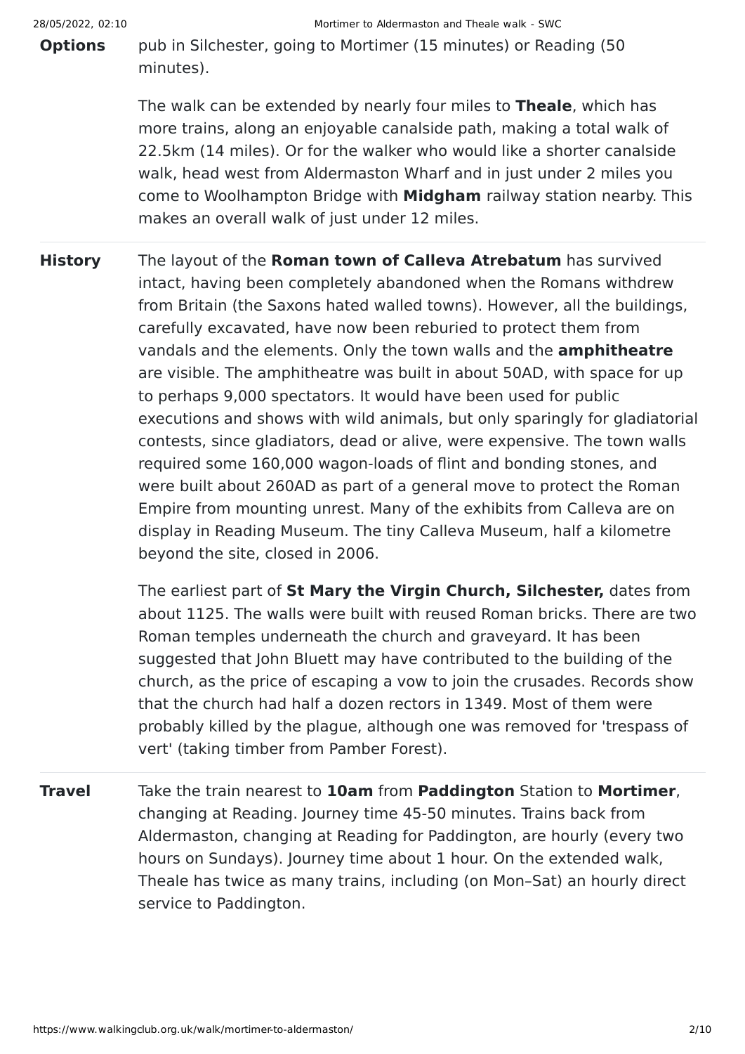**Options** pub in Silchester, going to Mortimer (15 minutes) or Reading (50 minutes).

The walk can be extended by nearly four miles to **Theale**, which has more trains, along an enjoyable canalside path, making a total walk of 22.5km (14 miles). Or for the walker who would like a shorter canalside walk, head west from Aldermaston Wharf and in just under 2 miles you come to Woolhampton Bridge with **Midgham** railway station nearby. This makes an overall walk of just under 12 miles.

**History** The layout of the **Roman town of Calleva Atrebatum** has survived intact, having been completely abandoned when the Romans withdrew from Britain (the Saxons hated walled towns). However, all the buildings, carefully excavated, have now been reburied to protect them from vandals and the elements. Only the town walls and the **amphitheatre** are visible. The amphitheatre was built in about 50AD, with space for up to perhaps 9,000 spectators. It would have been used for public executions and shows with wild animals, but only sparingly for gladiatorial contests, since gladiators, dead or alive, were expensive. The town walls required some 160,000 wagon-loads of flint and bonding stones, and were built about 260AD as part of a general move to protect the Roman Empire from mounting unrest. Many of the exhibits from Calleva are on display in Reading Museum. The tiny Calleva Museum, half a kilometre beyond the site, closed in 2006.

The earliest part of **St Mary the Virgin Church, Silchester,** dates from about 1125. The walls were built with reused Roman bricks. There are two Roman temples underneath the church and graveyard. It has been suggested that John Bluett may have contributed to the building of the church, as the price of escaping a vow to join the crusades. Records show that the church had half a dozen rectors in 1349. Most of them were probably killed by the plague, although one was removed for 'trespass of vert' (taking timber from Pamber Forest).

**Travel** Take the train nearest to **10am** from **Paddington** Station to **Mortimer**, changing at Reading. Journey time 45-50 minutes. Trains back from Aldermaston, changing at Reading for Paddington, are hourly (every two hours on Sundays). Journey time about 1 hour. On the extended walk, Theale has twice as many trains, including (on Mon–Sat) an hourly direct service to Paddington.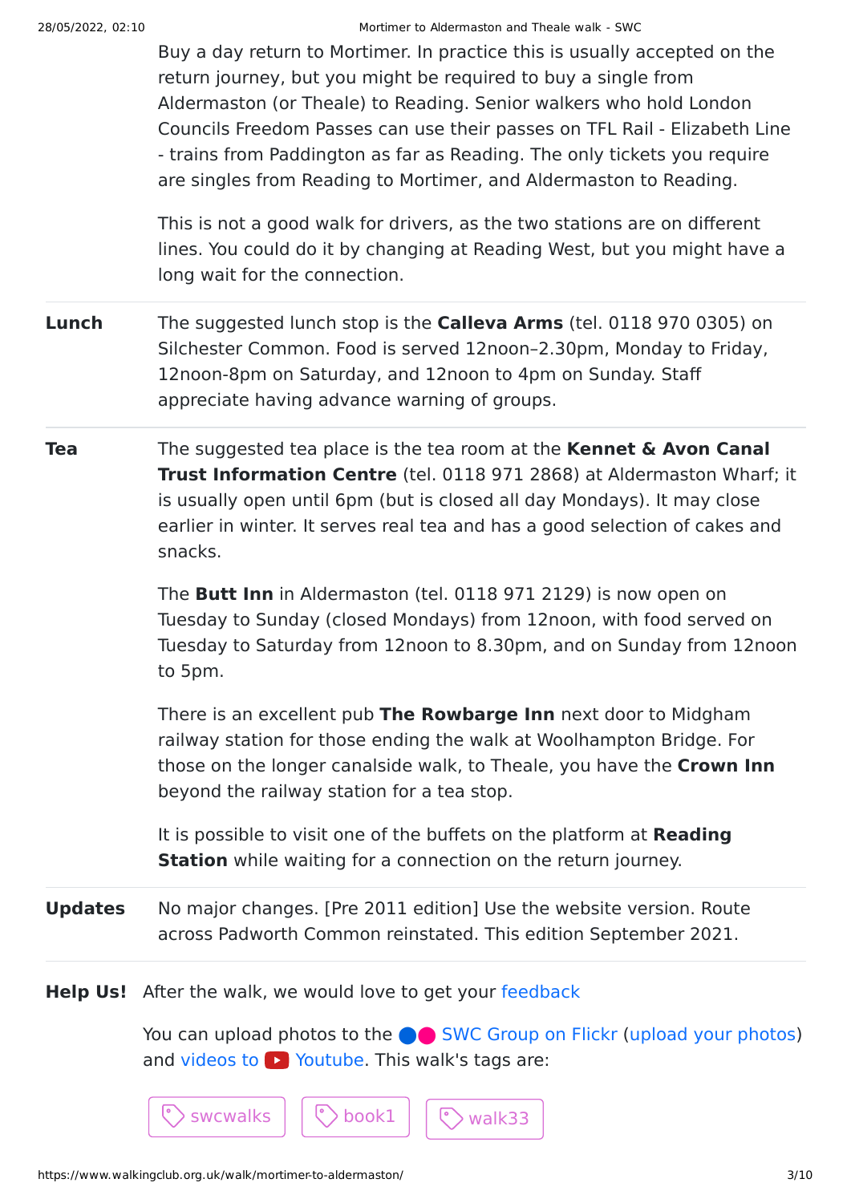Buy a day return to Mortimer. In practice this is usually accepted on the return journey, but you might be required to buy a single from Aldermaston (or Theale) to Reading. Senior walkers who hold London Councils Freedom Passes can use their passes on TFL Rail - Elizabeth Line - trains from Paddington as far as Reading. The only tickets you require are singles from Reading to Mortimer, and Aldermaston to Reading.

This is not a good walk for drivers, as the two stations are on different lines. You could do it by changing at Reading West, but you might have a long wait for the connection.

**Lunch**

The suggested lunch stop is the **Calleva Arms** (tel. 0118 970 0305) on Silchester Common. Food is served 12noon–2.30pm, Monday to Friday, 12noon-8pm on Saturday, and 12noon to 4pm on Sunday. Staff appreciate having advance warning of groups.

**Tea**

The suggested tea place is the tea room at the **Kennet & Avon Canal Trust Information Centre** (tel. 0118 971 2868) at Aldermaston Wharf; it is usually open until 6pm (but is closed all day Mondays). It may close earlier in winter. It serves real tea and has a good selection of cakes and snacks.

The **Butt Inn** in Aldermaston (tel. 0118 971 2129) is now open on Tuesday to Sunday (closed Mondays) from 12noon, with food served on Tuesday to Saturday from 12noon to 8.30pm, and on Sunday from 12noon to 5pm.

There is an excellent pub **The Rowbarge Inn** next door to Midgham railway station for those ending the walk at Woolhampton Bridge. For those on the longer canalside walk, to Theale, you have the **Crown Inn** beyond the railway station for a tea stop.

It is possible to visit one of the buffets on the platform at **Reading Station** while waiting for a connection on the return journey.

**Updates**

No major changes. [Pre 2011 edition] Use the website version. Route across Padworth Common reinstated. This edition September 2021.

**Help Us!** After the walk, we would love to get your feedback

You can upload photos to the SWC Group on Flickr (upload your photos) and videos to Youtube. This walk's tags are:

swcwalks | book1 | walk33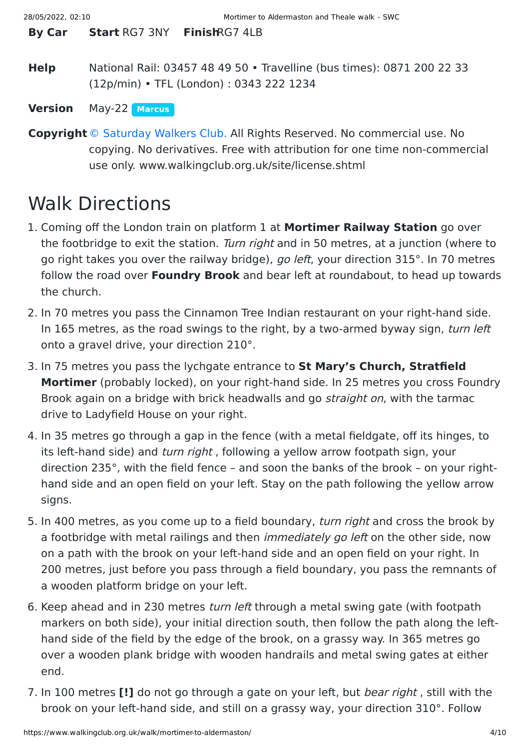**By Car** **Start** RG7 3NY **Finish** RG7 4LB

**Help** National Rail: 03457 48 49 50 • Travelline (bus times): 0871 200 22 33 (12p/min) • TFL (London) : 0343 222 1234

**Version** May-22 **Marcus**

**Copyright** © Saturday Walkers Club. All Rights Reserved. No commercial use. No copying. No derivatives. Free with attribution for one time non-commercial use only. www.walkingclub.org.uk/site/license.shtml

# Walk Directions

1. Coming off the London train on platform 1 at **Mortimer Railway Station** go over the footbridge to exit the station. *Turn right* and in 50 metres, at a junction (where to go right takes you over the railway bridge), *go left*, your direction 315°. In 70 metres follow the road over **Foundry Brook** and bear left at roundabout, to head up towards the church.
2. In 70 metres you pass the Cinnamon Tree Indian restaurant on your right-hand side. In 165 metres, as the road swings to the right, by a two-armed byway sign, *turn left* onto a gravel drive, your direction 210°.
3. In 75 metres you pass the lychgate entrance to **St Mary's Church, Stratfield Mortimer** (probably locked), on your right-hand side. In 25 metres you cross Foundry Brook again on a bridge with brick headwalls and go *straight on*, with the tarmac drive to Ladyfield House on your right.
4. In 35 metres go through a gap in the fence (with a metal fieldgate, off its hinges, to its left-hand side) and *turn right* , following a yellow arrow footpath sign, your direction 235°, with the field fence – and soon the banks of the brook – on your right-hand side and an open field on your left. Stay on the path following the yellow arrow signs.
5. In 400 metres, as you come up to a field boundary, *turn right* and cross the brook by a footbridge with metal railings and then *immediately go left* on the other side, now on a path with the brook on your left-hand side and an open field on your right. In 200 metres, just before you pass through a field boundary, you pass the remnants of a wooden platform bridge on your left.
6. Keep ahead and in 230 metres *turn left* through a metal swing gate (with footpath markers on both side), your initial direction south, then follow the path along the left-hand side of the field by the edge of the brook, on a grassy way. In 365 metres go over a wooden plank bridge with wooden handrails and metal swing gates at either end.
7. In 100 metres **[!]** do not go through a gate on your left, but *bear right* , still with the brook on your left-hand side, and still on a grassy way, your direction 310°. Follow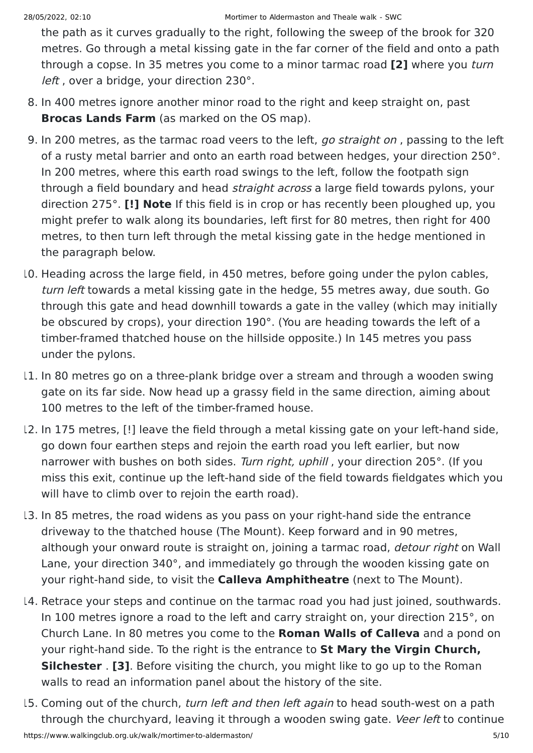the path as it curves gradually to the right, following the sweep of the brook for 320 metres. Go through a metal kissing gate in the far corner of the field and onto a path through a copse. In 35 metres you come to a minor tarmac road **[2]** where you *turn left* , over a bridge, your direction 230°.

8. In 400 metres ignore another minor road to the right and keep straight on, past **Brocas Lands Farm** (as marked on the OS map).
9. In 200 metres, as the tarmac road veers to the left, *go straight on* , passing to the left of a rusty metal barrier and onto an earth road between hedges, your direction 250°. In 200 metres, where this earth road swings to the left, follow the footpath sign through a field boundary and head *straight across* a large field towards pylons, your direction 275°. **[!] Note** If this field is in crop or has recently been ploughed up, you might prefer to walk along its boundaries, left first for 80 metres, then right for 400 metres, to then turn left through the metal kissing gate in the hedge mentioned in the paragraph below.
10. Heading across the large field, in 450 metres, before going under the pylon cables, *turn left* towards a metal kissing gate in the hedge, 55 metres away, due south. Go through this gate and head downhill towards a gate in the valley (which may initially be obscured by crops), your direction 190°. (You are heading towards the left of a timber-framed thatched house on the hillside opposite.) In 145 metres you pass under the pylons.
11. In 80 metres go on a three-plank bridge over a stream and through a wooden swing gate on its far side. Now head up a grassy field in the same direction, aiming about 100 metres to the left of the timber-framed house.
12. In 175 metres, [!] leave the field through a metal kissing gate on your left-hand side, go down four earthen steps and rejoin the earth road you left earlier, but now narrower with bushes on both sides. *Turn right, uphill* , your direction 205°. (If you miss this exit, continue up the left-hand side of the field towards fieldgates which you will have to climb over to rejoin the earth road).
13. In 85 metres, the road widens as you pass on your right-hand side the entrance driveway to the thatched house (The Mount). Keep forward and in 90 metres, although your onward route is straight on, joining a tarmac road, *detour right* on Wall Lane, your direction 340°, and immediately go through the wooden kissing gate on your right-hand side, to visit the **Calleva Amphitheatre** (next to The Mount).
14. Retrace your steps and continue on the tarmac road you had just joined, southwards. In 100 metres ignore a road to the left and carry straight on, your direction 215°, on Church Lane. In 80 metres you come to the **Roman Walls of Calleva** and a pond on your right-hand side. To the right is the entrance to **St Mary the Virgin Church, Silchester** . **[3]**. Before visiting the church, you might like to go up to the Roman walls to read an information panel about the history of the site.
15. Coming out of the church, *turn left and then left again* to head south-west on a path through the churchyard, leaving it through a wooden swing gate. *Veer left* to continue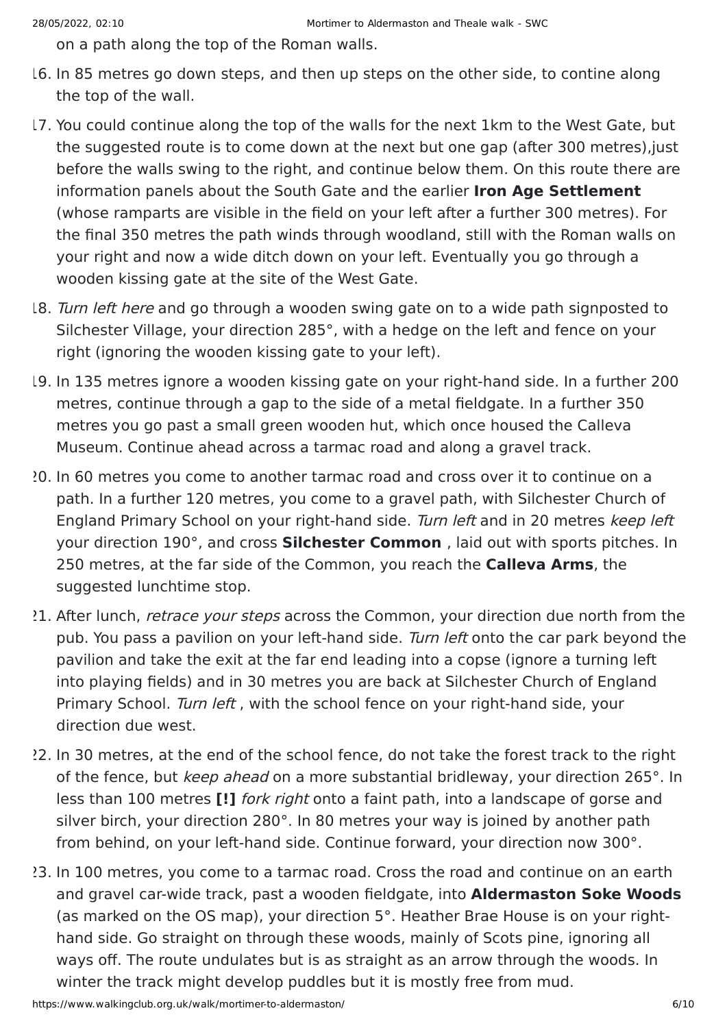on a path along the top of the Roman walls.

16. In 85 metres go down steps, and then up steps on the other side, to contine along the top of the wall.
17. You could continue along the top of the walls for the next 1km to the West Gate, but the suggested route is to come down at the next but one gap (after 300 metres),just before the walls swing to the right, and continue below them. On this route there are information panels about the South Gate and the earlier **Iron Age Settlement** (whose ramparts are visible in the field on your left after a further 300 metres). For the final 350 metres the path winds through woodland, still with the Roman walls on your right and now a wide ditch down on your left. Eventually you go through a wooden kissing gate at the site of the West Gate.
18. *Turn left here* and go through a wooden swing gate on to a wide path signposted to Silchester Village, your direction 285°, with a hedge on the left and fence on your right (ignoring the wooden kissing gate to your left).
19. In 135 metres ignore a wooden kissing gate on your right-hand side. In a further 200 metres, continue through a gap to the side of a metal fieldgate. In a further 350 metres you go past a small green wooden hut, which once housed the Calleva Museum. Continue ahead across a tarmac road and along a gravel track.
20. In 60 metres you come to another tarmac road and cross over it to continue on a path. In a further 120 metres, you come to a gravel path, with Silchester Church of England Primary School on your right-hand side. *Turn left* and in 20 metres *keep left* your direction 190°, and cross **Silchester Common** , laid out with sports pitches. In 250 metres, at the far side of the Common, you reach the **Calleva Arms**, the suggested lunchtime stop.
21. After lunch, *retrace your steps* across the Common, your direction due north from the pub. You pass a pavilion on your left-hand side. *Turn left* onto the car park beyond the pavilion and take the exit at the far end leading into a copse (ignore a turning left into playing fields) and in 30 metres you are back at Silchester Church of England Primary School. *Turn left* , with the school fence on your right-hand side, your direction due west.
22. In 30 metres, at the end of the school fence, do not take the forest track to the right of the fence, but *keep ahead* on a more substantial bridleway, your direction 265°. In less than 100 metres **[!]** *fork right* onto a faint path, into a landscape of gorse and silver birch, your direction 280°. In 80 metres your way is joined by another path from behind, on your left-hand side. Continue forward, your direction now 300°.
23. In 100 metres, you come to a tarmac road. Cross the road and continue on an earth and gravel car-wide track, past a wooden fieldgate, into **Aldermaston Soke Woods** (as marked on the OS map), your direction 5°. Heather Brae House is on your right-hand side. Go straight on through these woods, mainly of Scots pine, ignoring all ways off. The route undulates but is as straight as an arrow through the woods. In winter the track might develop puddles but it is mostly free from mud.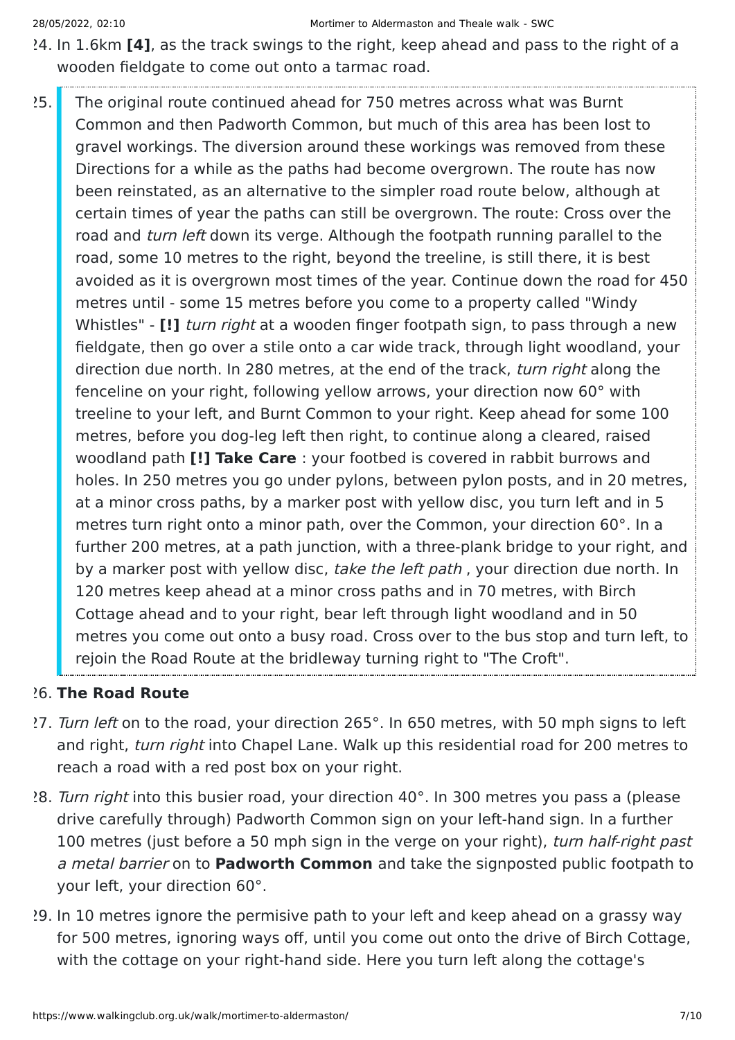24. In 1.6km **[4]**, as the track swings to the right, keep ahead and pass to the right of a wooden fieldgate to come out onto a tarmac road.

25. The original route continued ahead for 750 metres across what was Burnt Common and then Padworth Common, but much of this area has been lost to gravel workings. The diversion around these workings was removed from these Directions for a while as the paths had become overgrown. The route has now been reinstated, as an alternative to the simpler road route below, although at certain times of year the paths can still be overgrown. The route: Cross over the road and *turn left* down its verge. Although the footpath running parallel to the road, some 10 metres to the right, beyond the treeline, is still there, it is best avoided as it is overgrown most times of the year. Continue down the road for 450 metres until - some 15 metres before you come to a property called "Windy Whistles" - **[!]** *turn right* at a wooden finger footpath sign, to pass through a new fieldgate, then go over a stile onto a car wide track, through light woodland, your direction due north. In 280 metres, at the end of the track, *turn right* along the fenceline on your right, following yellow arrows, your direction now 60° with treeline to your left, and Burnt Common to your right. Keep ahead for some 100 metres, before you dog-leg left then right, to continue along a cleared, raised woodland path **[!] Take Care** : your footbed is covered in rabbit burrows and holes. In 250 metres you go under pylons, between pylon posts, and in 20 metres, at a minor cross paths, by a marker post with yellow disc, you turn left and in 5 metres turn right onto a minor path, over the Common, your direction 60°. In a further 200 metres, at a path junction, with a three-plank bridge to your right, and by a marker post with yellow disc, *take the left path* , your direction due north. In 120 metres keep ahead at a minor cross paths and in 70 metres, with Birch Cottage ahead and to your right, bear left through light woodland and in 50 metres you come out onto a busy road. Cross over to the bus stop and turn left, to rejoin the Road Route at the bridleway turning right to "The Croft".

26. **The Road Route**

27. *Turn left* on to the road, your direction 265°. In 650 metres, with 50 mph signs to left and right, *turn right* into Chapel Lane. Walk up this residential road for 200 metres to reach a road with a red post box on your right.

28. *Turn right* into this busier road, your direction 40°. In 300 metres you pass a (please drive carefully through) Padworth Common sign on your left-hand sign. In a further 100 metres (just before a 50 mph sign in the verge on your right), *turn half-right past a metal barrier* on to **Padworth Common** and take the signposted public footpath to your left, your direction 60°.

29. In 10 metres ignore the permisive path to your left and keep ahead on a grassy way for 500 metres, ignoring ways off, until you come out onto the drive of Birch Cottage, with the cottage on your right-hand side. Here you turn left along the cottage's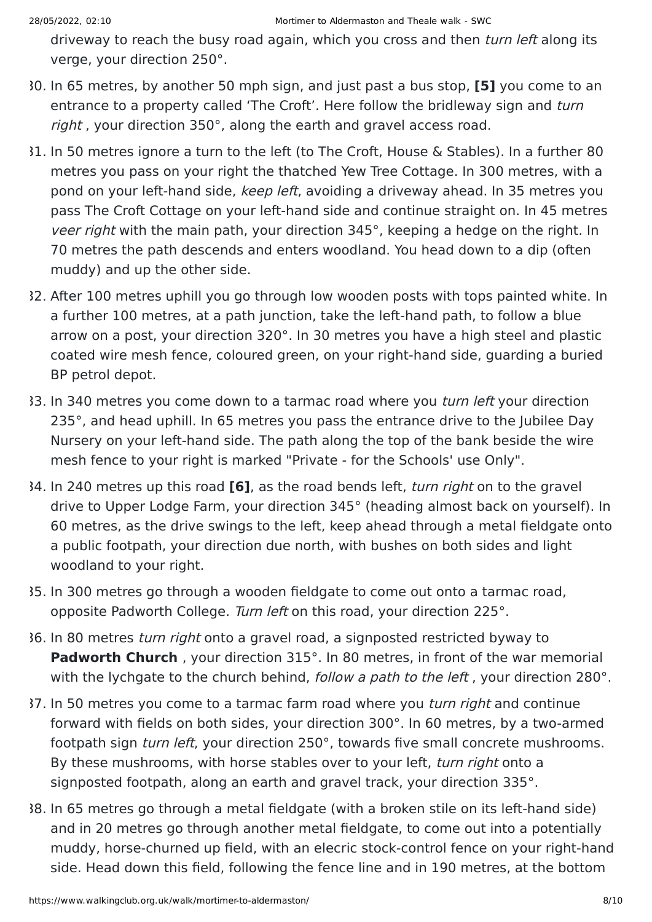driveway to reach the busy road again, which you cross and then *turn left* along its verge, your direction 250°.

30. In 65 metres, by another 50 mph sign, and just past a bus stop, **[5]** you come to an entrance to a property called 'The Croft'. Here follow the bridleway sign and *turn right* , your direction 350°, along the earth and gravel access road.
31. In 50 metres ignore a turn to the left (to The Croft, House & Stables). In a further 80 metres you pass on your right the thatched Yew Tree Cottage. In 300 metres, with a pond on your left-hand side, *keep left*, avoiding a driveway ahead. In 35 metres you pass The Croft Cottage on your left-hand side and continue straight on. In 45 metres *veer right* with the main path, your direction 345°, keeping a hedge on the right. In 70 metres the path descends and enters woodland. You head down to a dip (often muddy) and up the other side.
32. After 100 metres uphill you go through low wooden posts with tops painted white. In a further 100 metres, at a path junction, take the left-hand path, to follow a blue arrow on a post, your direction 320°. In 30 metres you have a high steel and plastic coated wire mesh fence, coloured green, on your right-hand side, guarding a buried BP petrol depot.
33. In 340 metres you come down to a tarmac road where you *turn left* your direction 235°, and head uphill. In 65 metres you pass the entrance drive to the Jubilee Day Nursery on your left-hand side. The path along the top of the bank beside the wire mesh fence to your right is marked "Private - for the Schools' use Only".
34. In 240 metres up this road **[6]**, as the road bends left, *turn right* on to the gravel drive to Upper Lodge Farm, your direction 345° (heading almost back on yourself). In 60 metres, as the drive swings to the left, keep ahead through a metal fieldgate onto a public footpath, your direction due north, with bushes on both sides and light woodland to your right.
35. In 300 metres go through a wooden fieldgate to come out onto a tarmac road, opposite Padworth College. *Turn left* on this road, your direction 225°.
36. In 80 metres *turn right* onto a gravel road, a signposted restricted byway to **Padworth Church** , your direction 315°. In 80 metres, in front of the war memorial with the lychgate to the church behind, *follow a path to the left* , your direction 280°.
37. In 50 metres you come to a tarmac farm road where you *turn right* and continue forward with fields on both sides, your direction 300°. In 60 metres, by a two-armed footpath sign *turn left*, your direction 250°, towards five small concrete mushrooms. By these mushrooms, with horse stables over to your left, *turn right* onto a signposted footpath, along an earth and gravel track, your direction 335°.
38. In 65 metres go through a metal fieldgate (with a broken stile on its left-hand side) and in 20 metres go through another metal fieldgate, to come out into a potentially muddy, horse-churned up field, with an elecric stock-control fence on your right-hand side. Head down this field, following the fence line and in 190 metres, at the bottom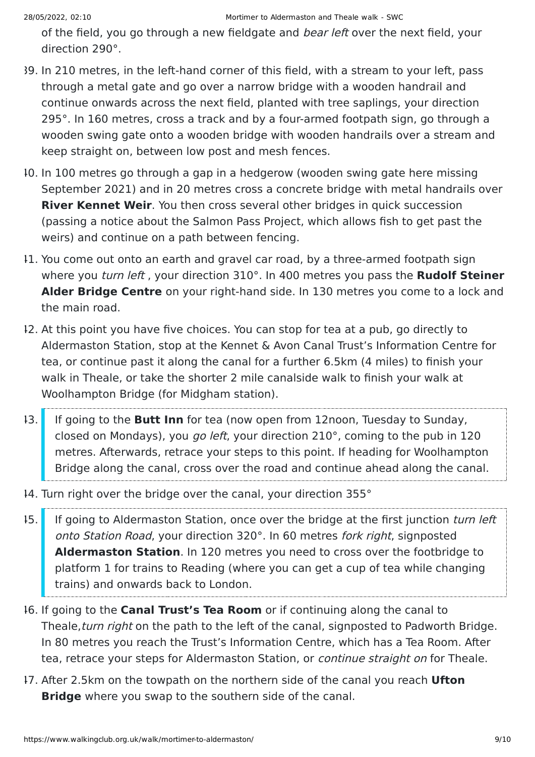of the field, you go through a new fieldgate and *bear left* over the next field, your direction 290°.

39. In 210 metres, in the left-hand corner of this field, with a stream to your left, pass through a metal gate and go over a narrow bridge with a wooden handrail and continue onwards across the next field, planted with tree saplings, your direction 295°. In 160 metres, cross a track and by a four-armed footpath sign, go through a wooden swing gate onto a wooden bridge with wooden handrails over a stream and keep straight on, between low post and mesh fences.
40. In 100 metres go through a gap in a hedgerow (wooden swing gate here missing September 2021) and in 20 metres cross a concrete bridge with metal handrails over **River Kennet Weir**. You then cross several other bridges in quick succession (passing a notice about the Salmon Pass Project, which allows fish to get past the weirs) and continue on a path between fencing.
41. You come out onto an earth and gravel car road, by a three-armed footpath sign where you *turn left* , your direction 310°. In 400 metres you pass the **Rudolf Steiner Alder Bridge Centre** on your right-hand side. In 130 metres you come to a lock and the main road.
42. At this point you have five choices. You can stop for tea at a pub, go directly to Aldermaston Station, stop at the Kennet & Avon Canal Trust's Information Centre for tea, or continue past it along the canal for a further 6.5km (4 miles) to finish your walk in Theale, or take the shorter 2 mile canalside walk to finish your walk at Woolhampton Bridge (for Midgham station).
43. If going to the **Butt Inn** for tea (now open from 12noon, Tuesday to Sunday, closed on Mondays), you *go left*, your direction 210°, coming to the pub in 120 metres. Afterwards, retrace your steps to this point. If heading for Woolhampton Bridge along the canal, cross over the road and continue ahead along the canal.
44. Turn right over the bridge over the canal, your direction 355°
45. If going to Aldermaston Station, once over the bridge at the first junction *turn left onto Station Road*, your direction 320°. In 60 metres *fork right*, signposted **Aldermaston Station**. In 120 metres you need to cross over the footbridge to platform 1 for trains to Reading (where you can get a cup of tea while changing trains) and onwards back to London.
46. If going to the **Canal Trust's Tea Room** or if continuing along the canal to Theale,*turn right* on the path to the left of the canal, signposted to Padworth Bridge. In 80 metres you reach the Trust's Information Centre, which has a Tea Room. After tea, retrace your steps for Aldermaston Station, or *continue straight on* for Theale.
47. After 2.5km on the towpath on the northern side of the canal you reach **Ufton Bridge** where you swap to the southern side of the canal.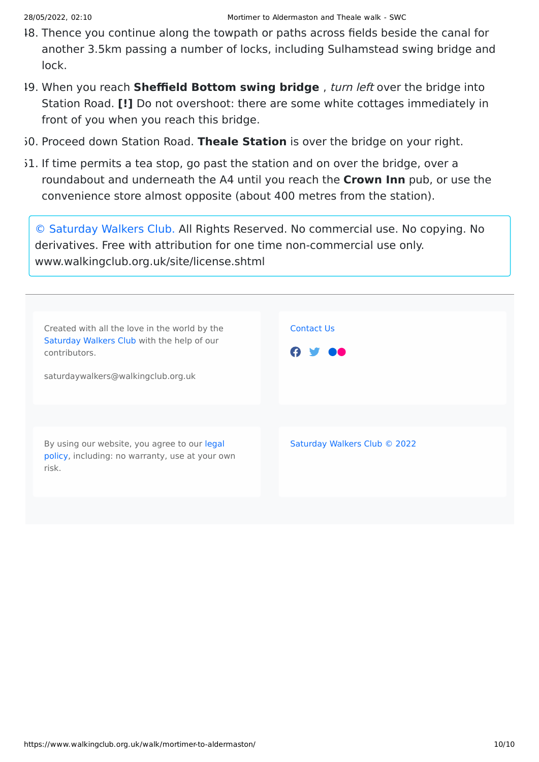48. Thence you continue along the towpath or paths across fields beside the canal for another 3.5km passing a number of locks, including Sulhamstead swing bridge and lock.
49. When you reach **Sheffield Bottom swing bridge** , *turn left* over the bridge into Station Road. **[!]** Do not overshoot: there are some white cottages immediately in front of you when you reach this bridge.
50. Proceed down Station Road. **Theale Station** is over the bridge on your right.
51. If time permits a tea stop, go past the station and on over the bridge, over a roundabout and underneath the A4 until you reach the **Crown Inn** pub, or use the convenience store almost opposite (about 400 metres from the station).

© Saturday Walkers Club. All Rights Reserved. No commercial use. No copying. No derivatives. Free with attribution for one time non-commercial use only. www.walkingclub.org.uk/site/license.shtml

---

Created with all the love in the world by the Saturday Walkers Club with the help of our contributors.

saturdaywalkers@walkingclub.org.uk

Contact Us

By using our website, you agree to our legal policy, including: no warranty, use at your own risk.

Saturday Walkers Club © 2022